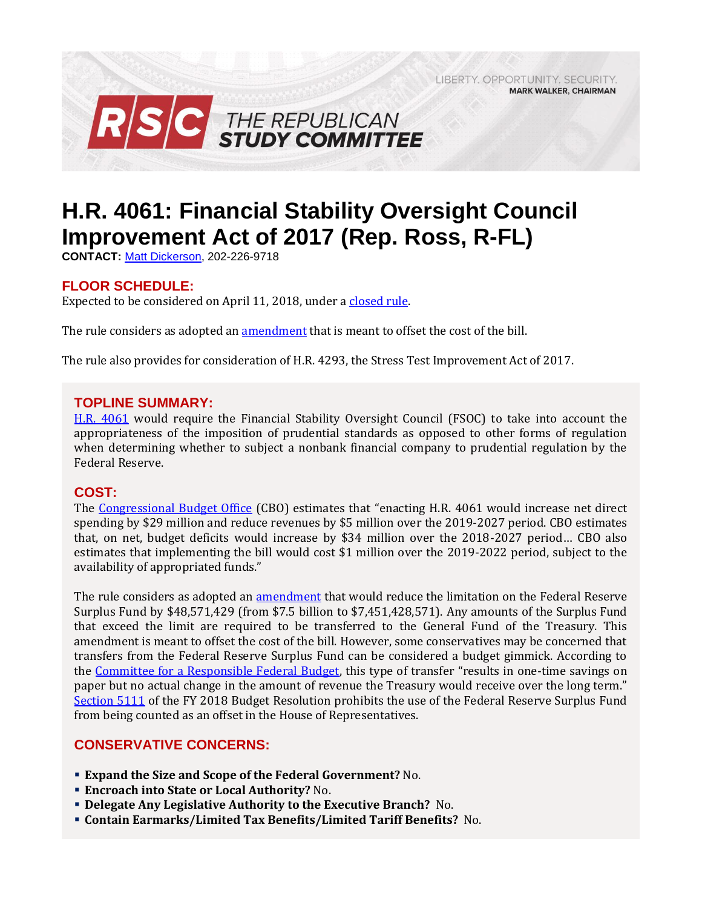LIBERTY. OPPORTUNITY. SECURITY.
**MARK WALKER, CHAIRMAN**

**RSC THE REPUBLICAN STUDY COMMITTEE**

# H.R. 4061: Financial Stability Oversight Council Improvement Act of 2017 (Rep. Ross, R-FL)

**CONTACT:** Matt Dickerson, 202-226-9718

## FLOOR SCHEDULE:

Expected to be considered on April 11, 2018, under a closed rule.

The rule considers as adopted an amendment that is meant to offset the cost of the bill.

The rule also provides for consideration of H.R. 4293, the Stress Test Improvement Act of 2017.

## TOPLINE SUMMARY:

H.R. 4061 would require the Financial Stability Oversight Council (FSOC) to take into account the appropriateness of the imposition of prudential standards as opposed to other forms of regulation when determining whether to subject a nonbank financial company to prudential regulation by the Federal Reserve.

## COST:

The Congressional Budget Office (CBO) estimates that "enacting H.R. 4061 would increase net direct spending by $29 million and reduce revenues by $5 million over the 2019-2027 period. CBO estimates that, on net, budget deficits would increase by $34 million over the 2018-2027 period… CBO also estimates that implementing the bill would cost $1 million over the 2019-2022 period, subject to the availability of appropriated funds."

The rule considers as adopted an amendment that would reduce the limitation on the Federal Reserve Surplus Fund by $48,571,429 (from $7.5 billion to $7,451,428,571). Any amounts of the Surplus Fund that exceed the limit are required to be transferred to the General Fund of the Treasury. This amendment is meant to offset the cost of the bill. However, some conservatives may be concerned that transfers from the Federal Reserve Surplus Fund can be considered a budget gimmick. According to the Committee for a Responsible Federal Budget, this type of transfer "results in one-time savings on paper but no actual change in the amount of revenue the Treasury would receive over the long term." Section 5111 of the FY 2018 Budget Resolution prohibits the use of the Federal Reserve Surplus Fund from being counted as an offset in the House of Representatives.

## CONSERVATIVE CONCERNS:

- **Expand the Size and Scope of the Federal Government?** No.
- **Encroach into State or Local Authority?** No.
- **Delegate Any Legislative Authority to the Executive Branch?** No.
- **Contain Earmarks/Limited Tax Benefits/Limited Tariff Benefits?** No.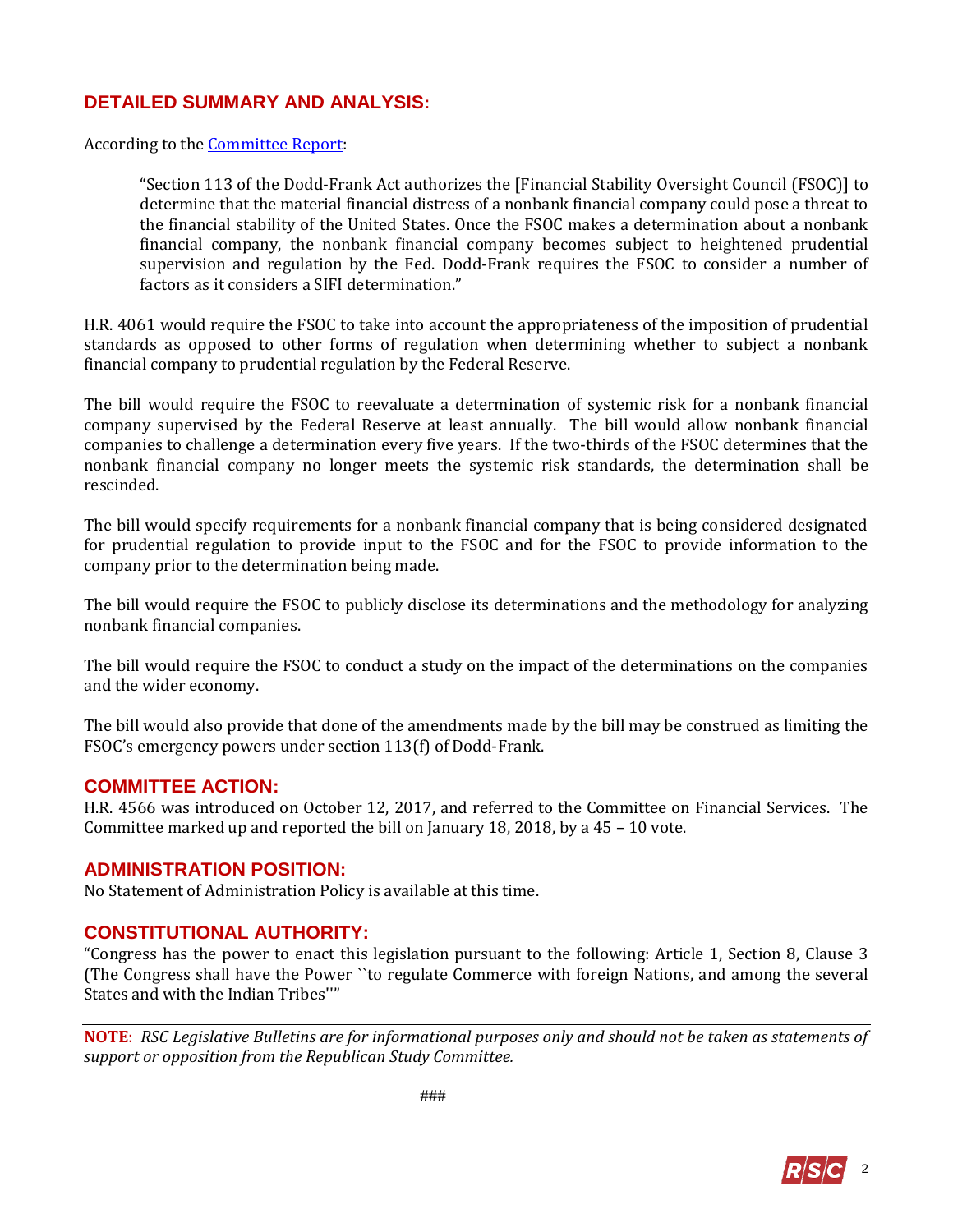## DETAILED SUMMARY AND ANALYSIS:

According to the [Committee Report](#):

> "Section 113 of the Dodd-Frank Act authorizes the [Financial Stability Oversight Council (FSOC)] to determine that the material financial distress of a nonbank financial company could pose a threat to the financial stability of the United States. Once the FSOC makes a determination about a nonbank financial company, the nonbank financial company becomes subject to heightened prudential supervision and regulation by the Fed. Dodd-Frank requires the FSOC to consider a number of factors as it considers a SIFI determination."

H.R. 4061 would require the FSOC to take into account the appropriateness of the imposition of prudential standards as opposed to other forms of regulation when determining whether to subject a nonbank financial company to prudential regulation by the Federal Reserve.

The bill would require the FSOC to reevaluate a determination of systemic risk for a nonbank financial company supervised by the Federal Reserve at least annually. The bill would allow nonbank financial companies to challenge a determination every five years. If the two-thirds of the FSOC determines that the nonbank financial company no longer meets the systemic risk standards, the determination shall be rescinded.

The bill would specify requirements for a nonbank financial company that is being considered designated for prudential regulation to provide input to the FSOC and for the FSOC to provide information to the company prior to the determination being made.

The bill would require the FSOC to publicly disclose its determinations and the methodology for analyzing nonbank financial companies.

The bill would require the FSOC to conduct a study on the impact of the determinations on the companies and the wider economy.

The bill would also provide that done of the amendments made by the bill may be construed as limiting the FSOC's emergency powers under section 113(f) of Dodd-Frank.

## COMMITTEE ACTION:

H.R. 4566 was introduced on October 12, 2017, and referred to the Committee on Financial Services. The Committee marked up and reported the bill on January 18, 2018, by a 45 – 10 vote.

## ADMINISTRATION POSITION:

No Statement of Administration Policy is available at this time.

## CONSTITUTIONAL AUTHORITY:

"Congress has the power to enact this legislation pursuant to the following: Article 1, Section 8, Clause 3 (The Congress shall have the Power ``to regulate Commerce with foreign Nations, and among the several States and with the Indian Tribes''"

---

**NOTE**: *RSC Legislative Bulletins are for informational purposes only and should not be taken as statements of support or opposition from the Republican Study Committee.*

###